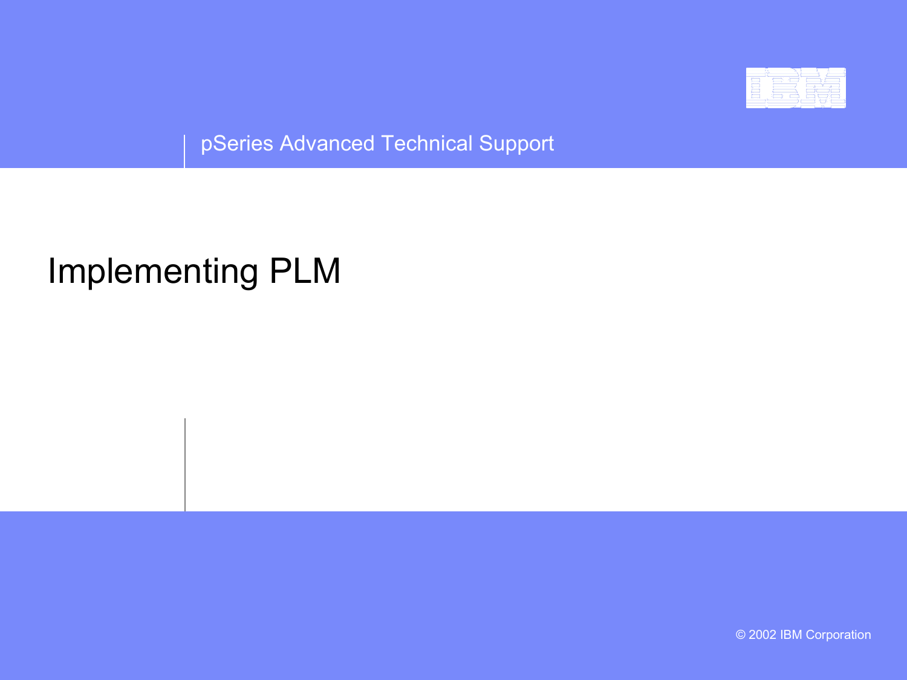pSeries Advanced Technical Support

# Implementing PLM

© 2002 IBM Corporation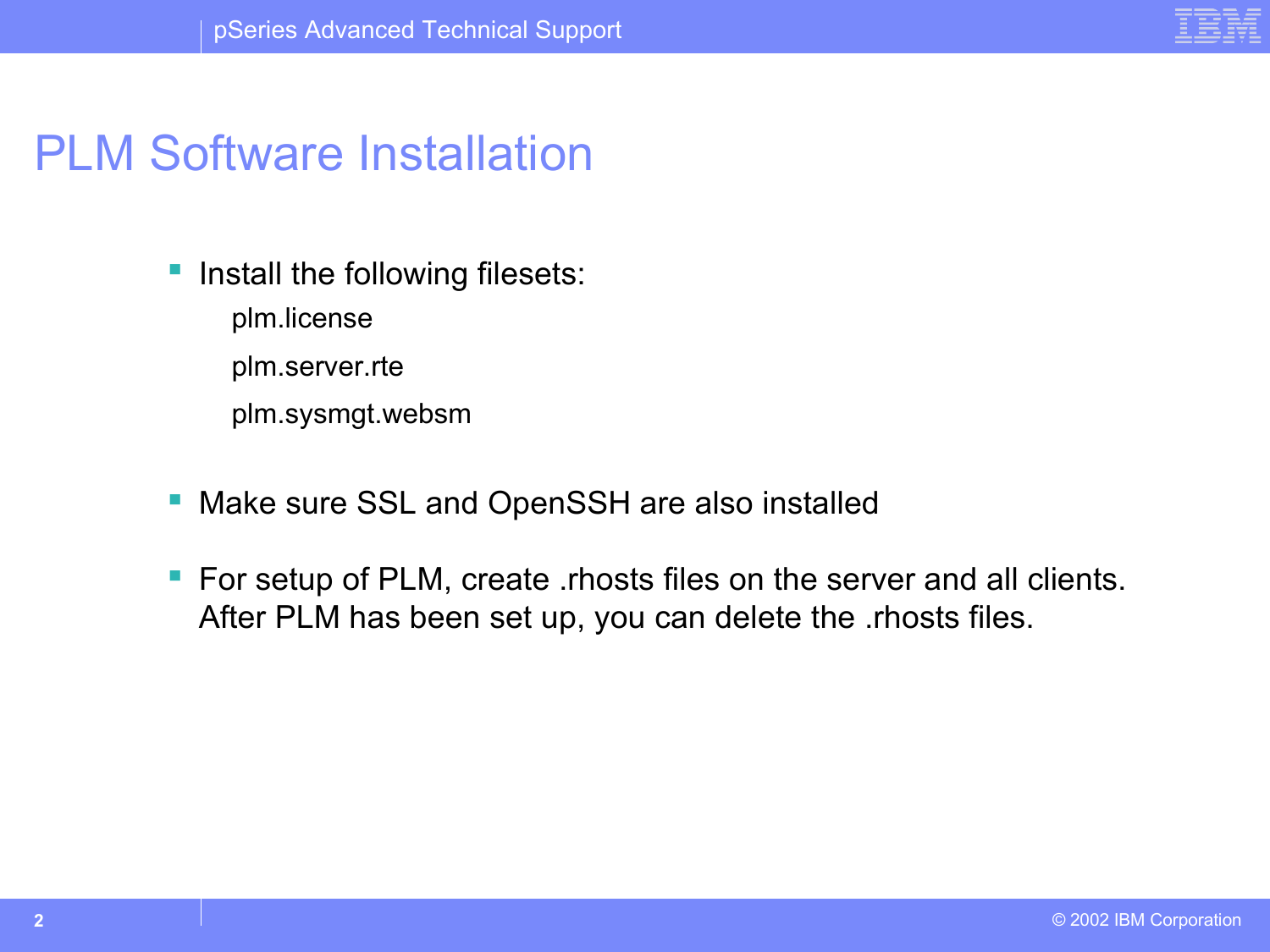# PLM Software Installation

- Install the following filesets:
  - plm.license
  - plm.server.rte
  - plm.sysmgt.websm
- Make sure SSL and OpenSSH are also installed
- For setup of PLM, create .rhosts files on the server and all clients. After PLM has been set up, you can delete the .rhosts files.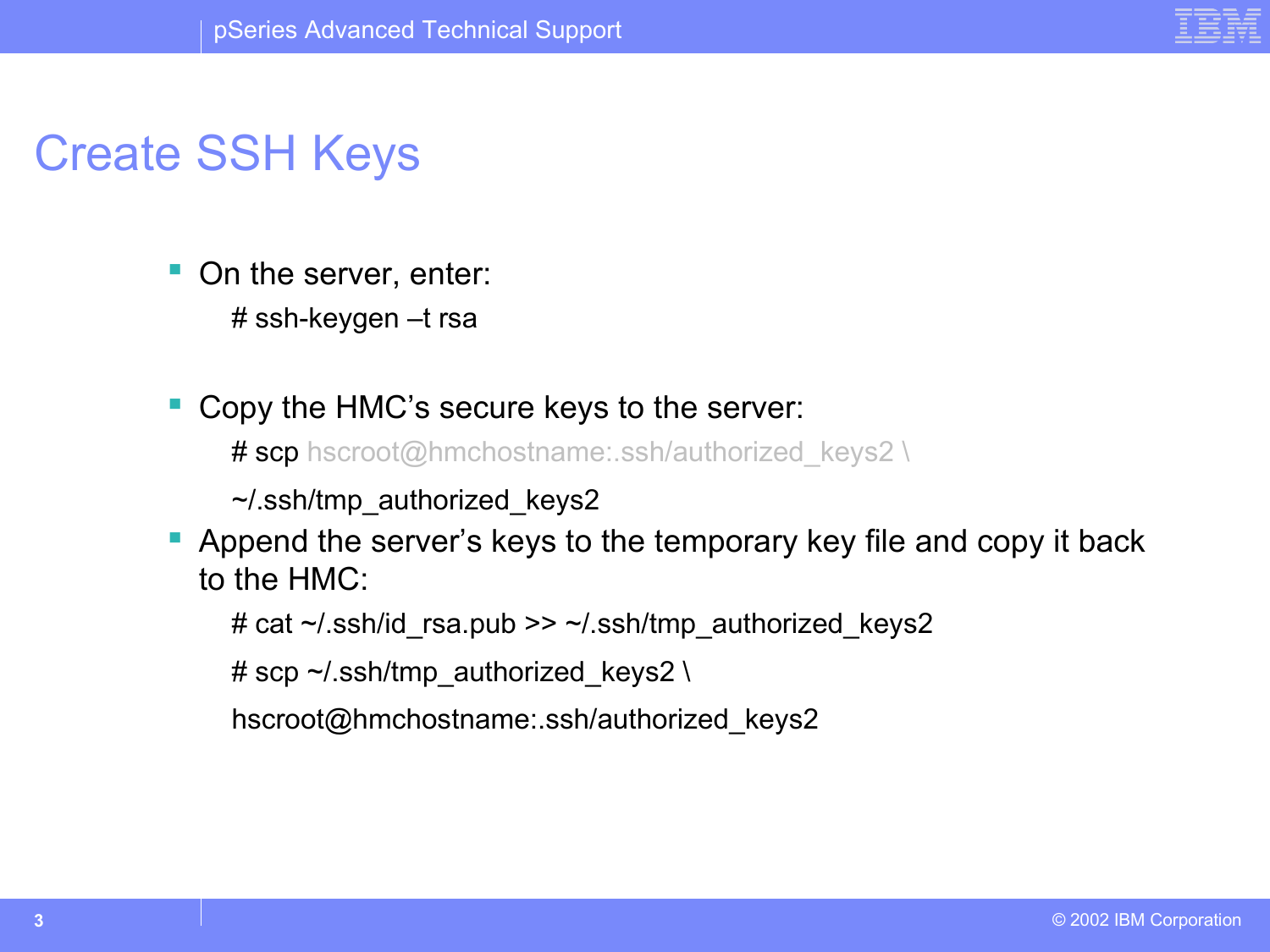# Create SSH Keys

- On the server, enter:

```
# ssh-keygen –t rsa
```

- Copy the HMC’s secure keys to the server:

```
# scp hscroot@hmchostname:.ssh/authorized_keys2 \
~/.ssh/tmp_authorized_keys2
```

- Append the server’s keys to the temporary key file and copy it back to the HMC:

```
# cat ~/.ssh/id_rsa.pub >> ~/.ssh/tmp_authorized_keys2
# scp ~/.ssh/tmp_authorized_keys2 \
hscroot@hmchostname:.ssh/authorized_keys2
```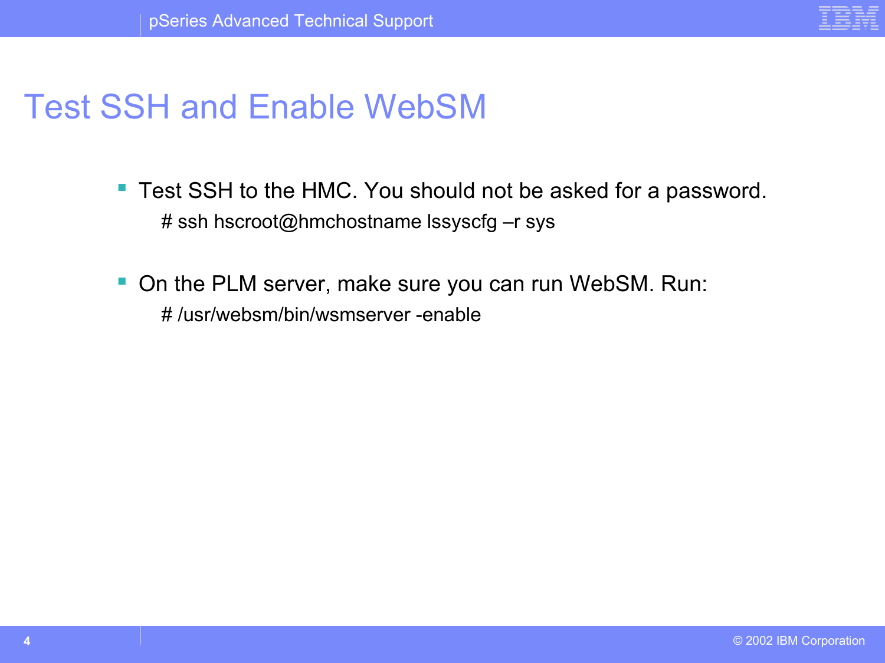# Test SSH and Enable WebSM

- Test SSH to the HMC. You should not be asked for a password.

  ```
  # ssh hscroot@hmchostname lssyscfg –r sys
  ```

- On the PLM server, make sure you can run WebSM. Run:

  ```
  # /usr/websm/bin/wsmserver -enable
  ```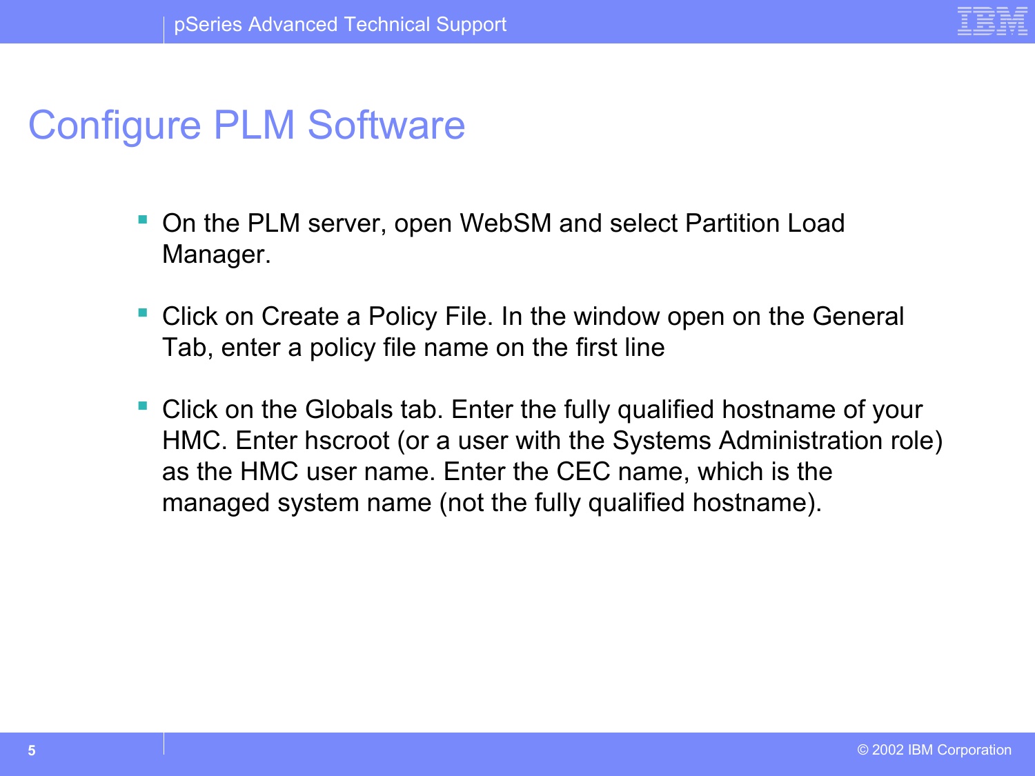# Configure PLM Software

- On the PLM server, open WebSM and select Partition Load Manager.
- Click on Create a Policy File. In the window open on the General Tab, enter a policy file name on the first line
- Click on the Globals tab. Enter the fully qualified hostname of your HMC. Enter hscroot (or a user with the Systems Administration role) as the HMC user name. Enter the CEC name, which is the managed system name (not the fully qualified hostname).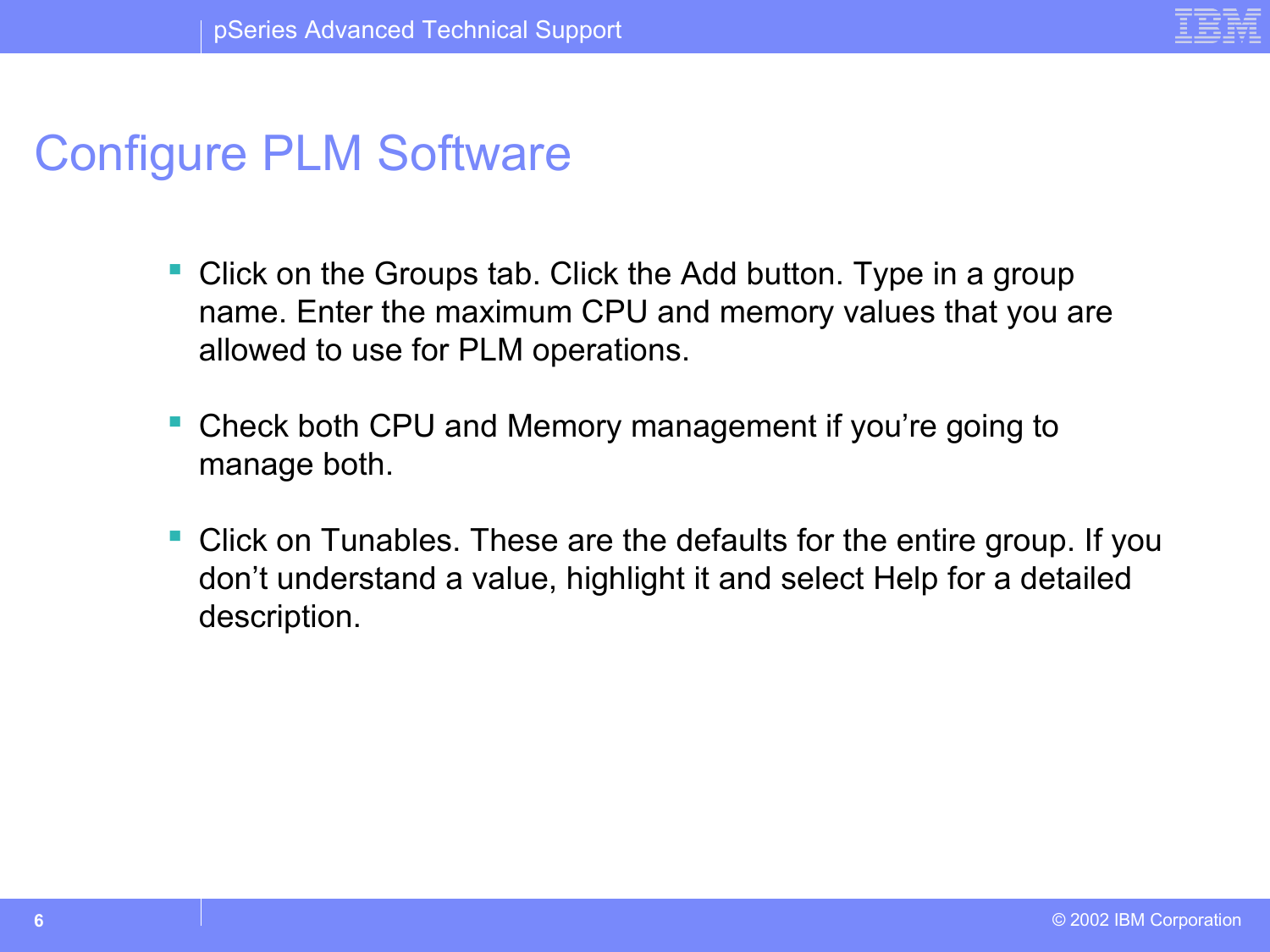# Configure PLM Software

- Click on the Groups tab. Click the Add button. Type in a group name. Enter the maximum CPU and memory values that you are allowed to use for PLM operations.
- Check both CPU and Memory management if you're going to manage both.
- Click on Tunables. These are the defaults for the entire group. If you don't understand a value, highlight it and select Help for a detailed description.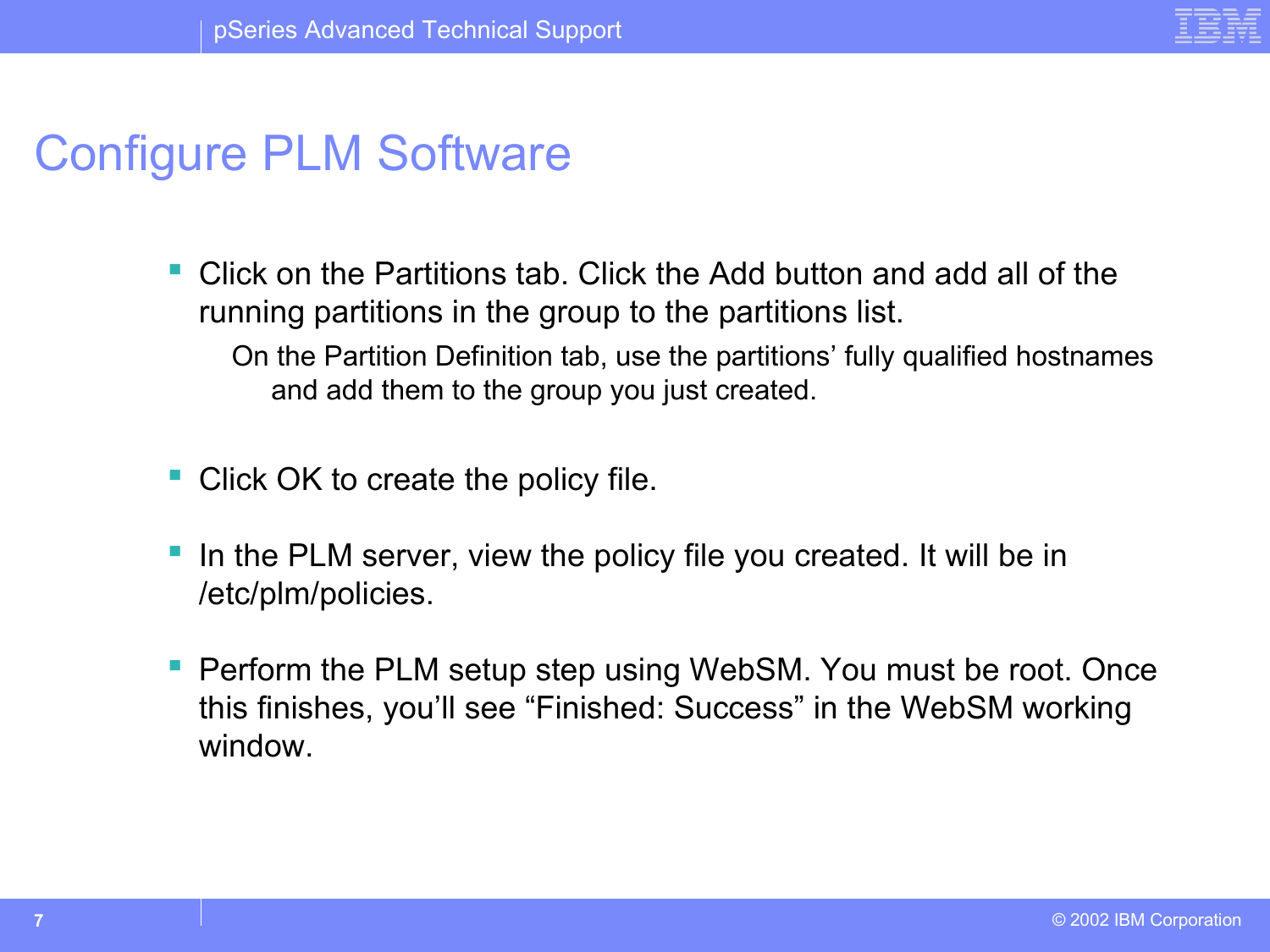# Configure PLM Software

- Click on the Partitions tab. Click the Add button and add all of the running partitions in the group to the partitions list.
  - On the Partition Definition tab, use the partitions' fully qualified hostnames and add them to the group you just created.
- Click OK to create the policy file.
- In the PLM server, view the policy file you created. It will be in /etc/plm/policies.
- Perform the PLM setup step using WebSM. You must be root. Once this finishes, you'll see "Finished: Success" in the WebSM working window.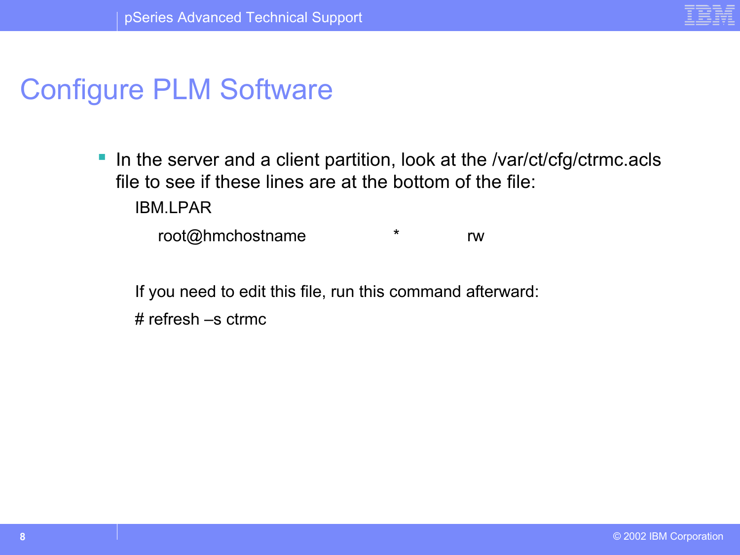# Configure PLM Software

- In the server and a client partition, look at the /var/ct/cfg/ctrmc.acls file to see if these lines are at the bottom of the file:

```
IBM.LPAR
    root@hmchostname        *        rw
```

  If you need to edit this file, run this command afterward:

```
# refresh –s ctrmc
```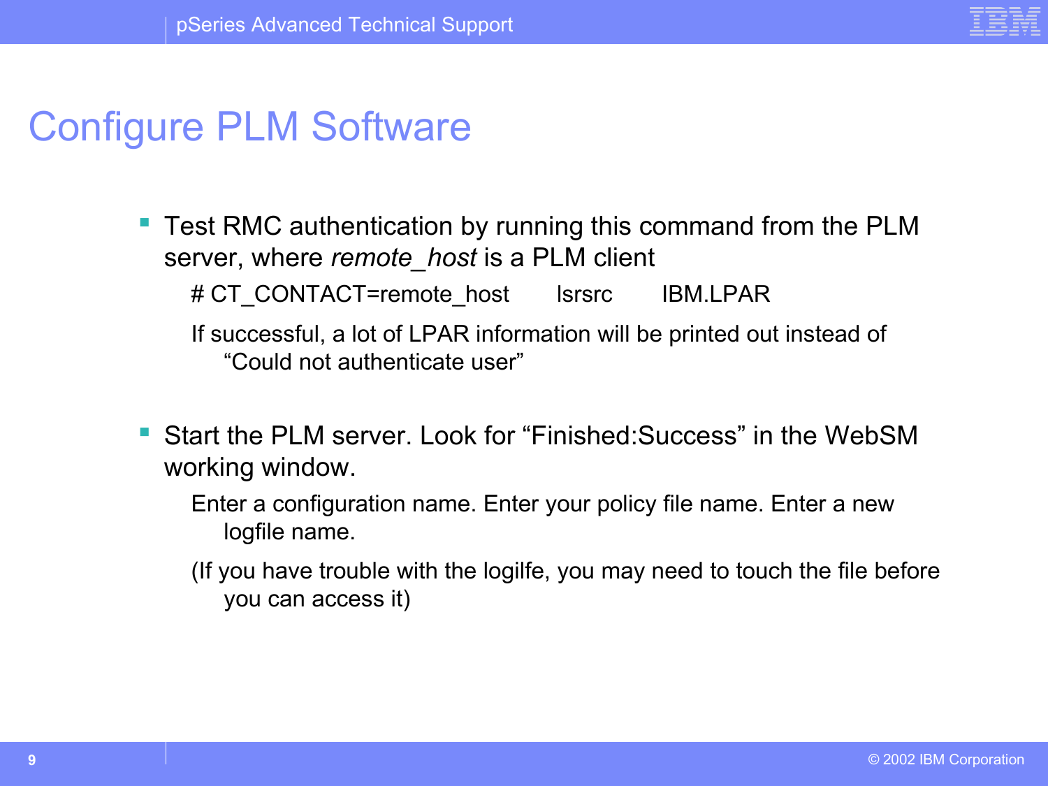# Configure PLM Software

- Test RMC authentication by running this command from the PLM server, where *remote_host* is a PLM client

  ```
  # CT_CONTACT=remote_host     lsrsrc     IBM.LPAR
  ```

  If successful, a lot of LPAR information will be printed out instead of "Could not authenticate user"

- Start the PLM server. Look for "Finished:Success" in the WebSM working window.

  Enter a configuration name. Enter your policy file name. Enter a new logfile name.

  (If you have trouble with the logilfe, you may need to touch the file before you can access it)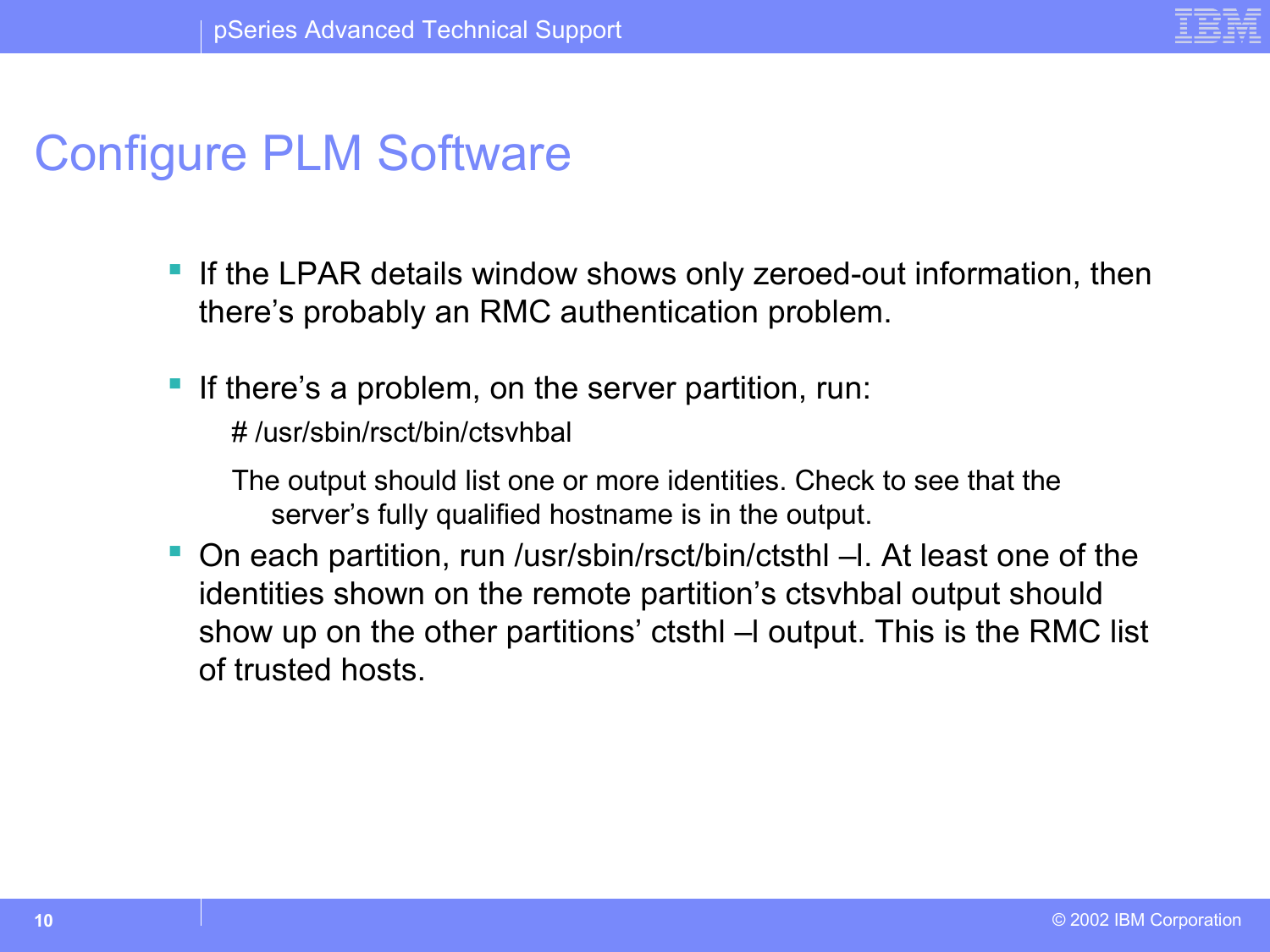# Configure PLM Software

- If the LPAR details window shows only zeroed-out information, then there's probably an RMC authentication problem.
- If there's a problem, on the server partition, run:

  ```
  # /usr/sbin/rsct/bin/ctsvhbal
  ```

  The output should list one or more identities. Check to see that the server's fully qualified hostname is in the output.
- On each partition, run /usr/sbin/rsct/bin/ctsthl –l. At least one of the identities shown on the remote partition's ctsvhbal output should show up on the other partitions' ctsthl –l output. This is the RMC list of trusted hosts.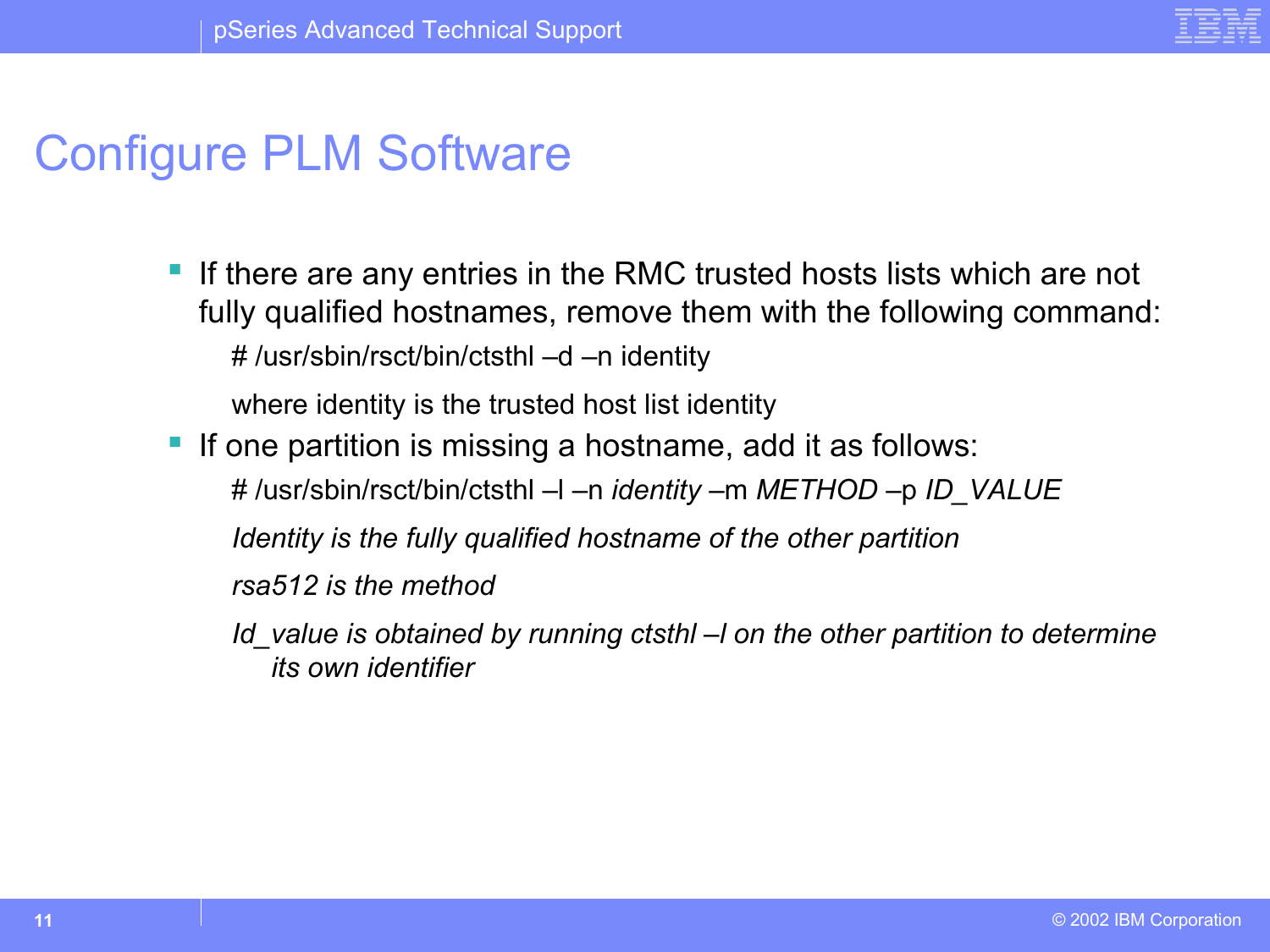# Configure PLM Software

- If there are any entries in the RMC trusted hosts lists which are not fully qualified hostnames, remove them with the following command:

  # /usr/sbin/rsct/bin/ctsthl –d –n identity

  where identity is the trusted host list identity

- If one partition is missing a hostname, add it as follows:

  # /usr/sbin/rsct/bin/ctsthl –l –n *identity* –m *METHOD* –p *ID_VALUE*

  *Identity is the fully qualified hostname of the other partition*

  *rsa512 is the method*

  *Id_value is obtained by running ctsthl –l on the other partition to determine its own identifier*